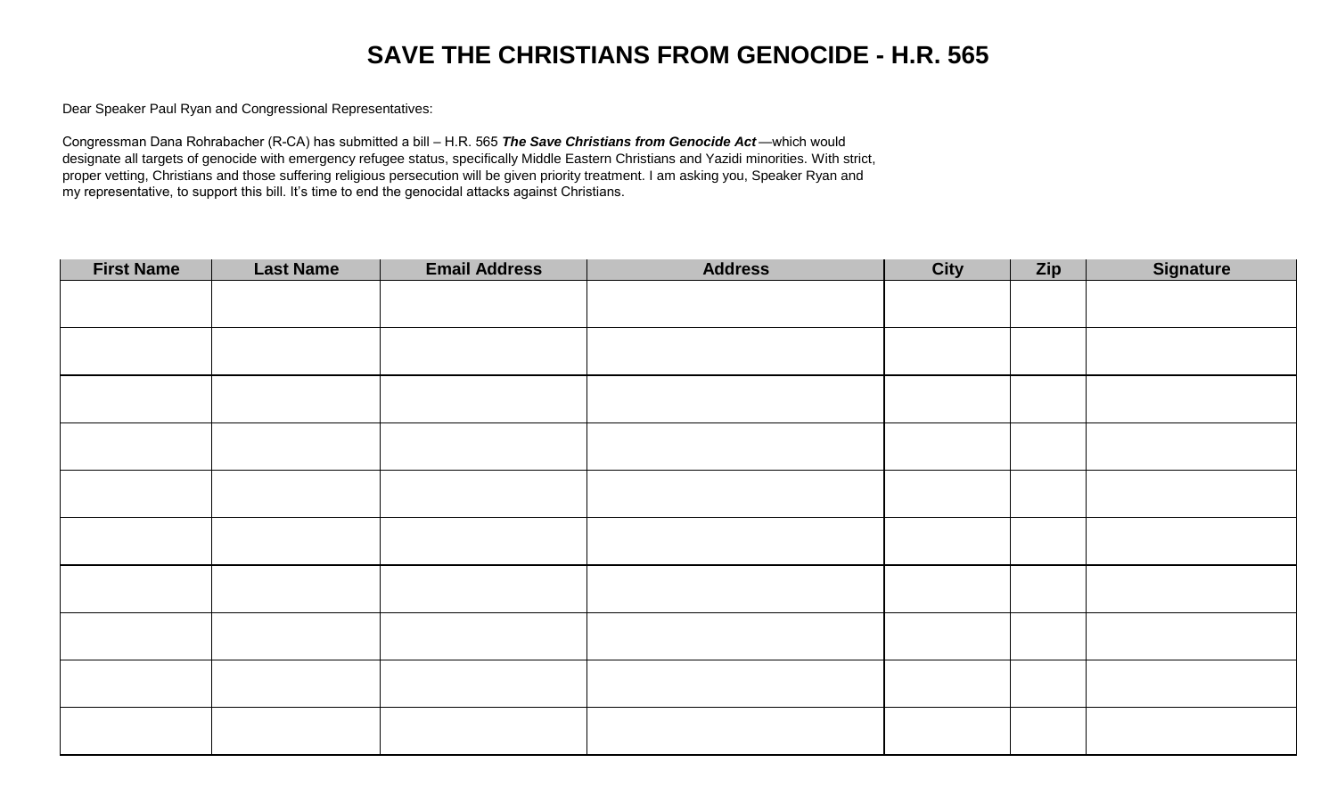# SAVE THE CHRISTIANS FROM GENOCIDE - H.R. 565

Dear Speaker Paul Ryan and Congressional Representatives:

Congressman Dana Rohrabacher (R-CA) has submitted a bill – H.R. 565 ***The Save Christians from Genocide Act*** —which would designate all targets of genocide with emergency refugee status, specifically Middle Eastern Christians and Yazidi minorities. With strict, proper vetting, Christians and those suffering religious persecution will be given priority treatment. I am asking you, Speaker Ryan and my representative, to support this bill. It's time to end the genocidal attacks against Christians.

| First Name | Last Name | Email Address | Address | City | Zip | Signature |
| --- | --- | --- | --- | --- | --- | --- |
| | | | | | | |
| | | | | | | |
| | | | | | | |
| | | | | | | |
| | | | | | | |
| | | | | | | |
| | | | | | | |
| | | | | | | |
| | | | | | | |
| | | | | | | |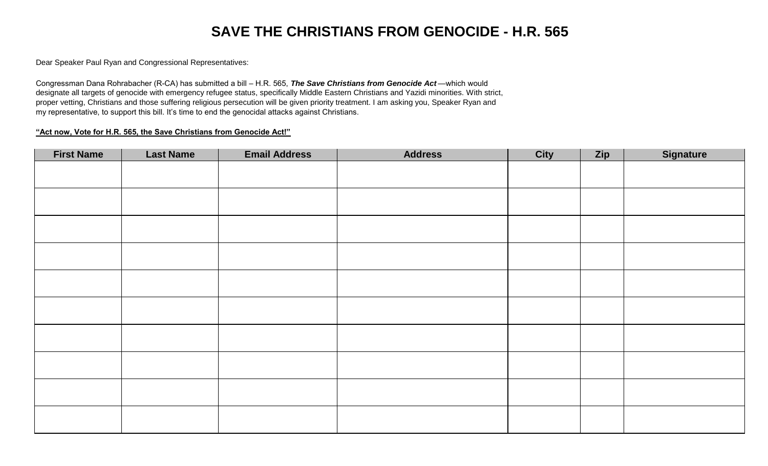# SAVE THE CHRISTIANS FROM GENOCIDE - H.R. 565

Dear Speaker Paul Ryan and Congressional Representatives:

Congressman Dana Rohrabacher (R-CA) has submitted a bill – H.R. 565, ***The Save Christians from Genocide Act*** —which would designate all targets of genocide with emergency refugee status, specifically Middle Eastern Christians and Yazidi minorities. With strict, proper vetting, Christians and those suffering religious persecution will be given priority treatment. I am asking you, Speaker Ryan and my representative, to support this bill. It's time to end the genocidal attacks against Christians.

**"Act now, Vote for H.R. 565, the Save Christians from Genocide Act!"**

| First Name | Last Name | Email Address | Address | City | Zip | Signature |
|---|---|---|---|---|---|---|
| | | | | | | |
| | | | | | | |
| | | | | | | |
| | | | | | | |
| | | | | | | |
| | | | | | | |
| | | | | | | |
| | | | | | | |
| | | | | | | |
| | | | | | | |